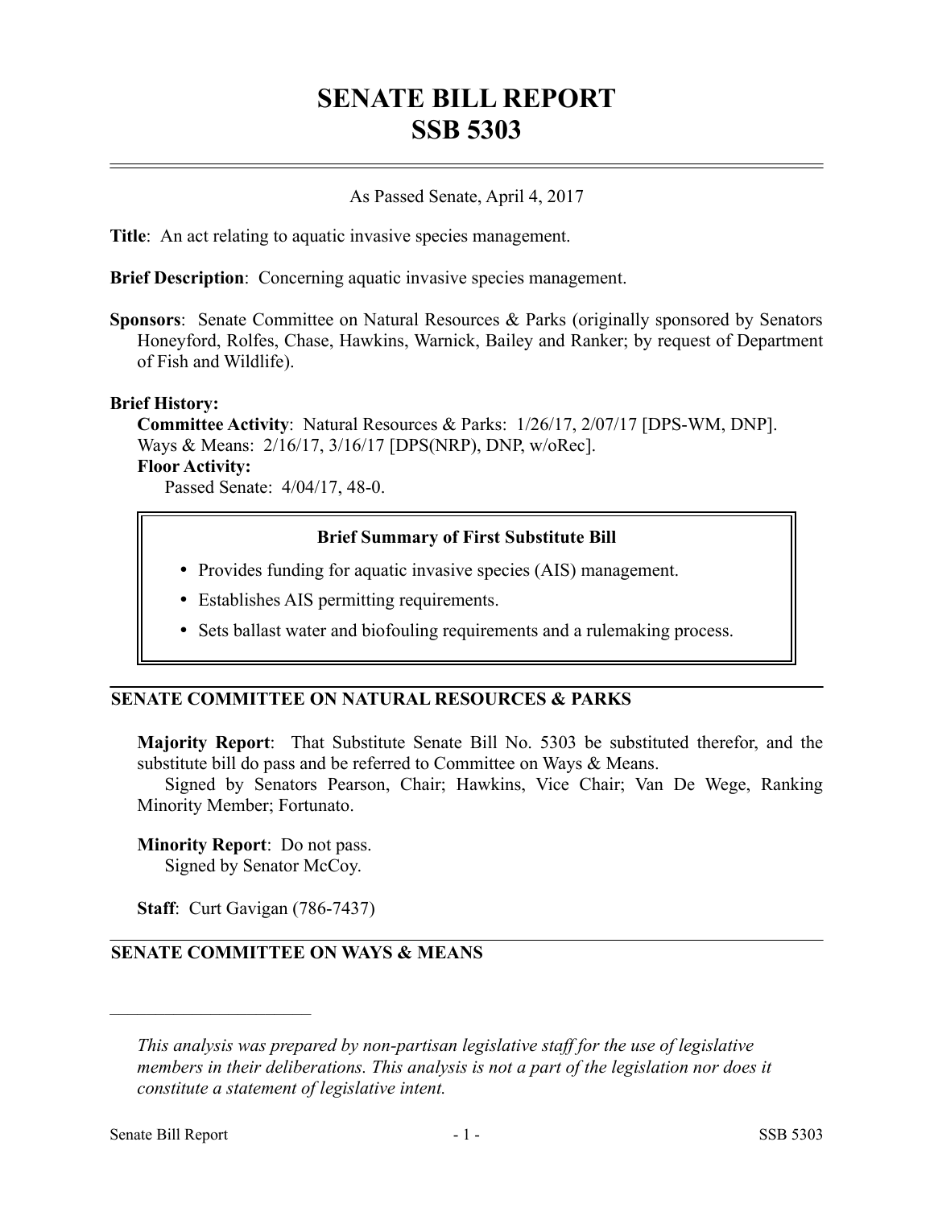# SENATE BILL REPORT
# SSB 5303

As Passed Senate, April 4, 2017

**Title**: An act relating to aquatic invasive species management.

**Brief Description**: Concerning aquatic invasive species management.

**Sponsors**: Senate Committee on Natural Resources & Parks (originally sponsored by Senators Honeyford, Rolfes, Chase, Hawkins, Warnick, Bailey and Ranker; by request of Department of Fish and Wildlife).

**Brief History:**

**Committee Activity**: Natural Resources & Parks: 1/26/17, 2/07/17 [DPS-WM, DNP].
Ways & Means: 2/16/17, 3/16/17 [DPS(NRP), DNP, w/oRec].

**Floor Activity:**

Passed Senate: 4/04/17, 48-0.

**Brief Summary of First Substitute Bill**

- Provides funding for aquatic invasive species (AIS) management.
- Establishes AIS permitting requirements.
- Sets ballast water and biofouling requirements and a rulemaking process.

## SENATE COMMITTEE ON NATURAL RESOURCES & PARKS

**Majority Report**: That Substitute Senate Bill No. 5303 be substituted therefor, and the substitute bill do pass and be referred to Committee on Ways & Means.

Signed by Senators Pearson, Chair; Hawkins, Vice Chair; Van De Wege, Ranking Minority Member; Fortunato.

**Minority Report**: Do not pass.

Signed by Senator McCoy.

**Staff**: Curt Gavigan (786-7437)

## SENATE COMMITTEE ON WAYS & MEANS

---

*This analysis was prepared by non-partisan legislative staff for the use of legislative members in their deliberations. This analysis is not a part of the legislation nor does it constitute a statement of legislative intent.*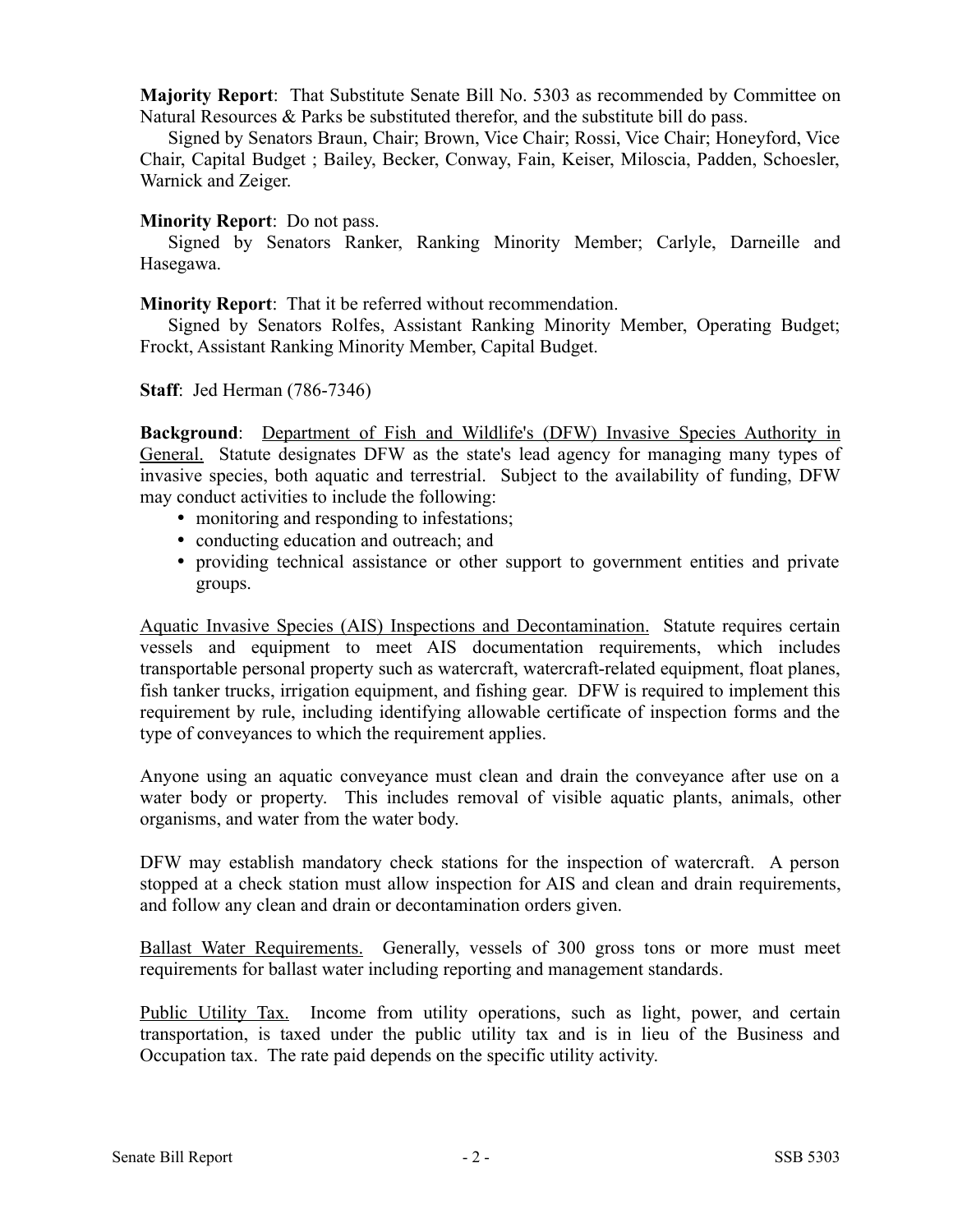**Majority Report**: That Substitute Senate Bill No. 5303 as recommended by Committee on Natural Resources & Parks be substituted therefor, and the substitute bill do pass.

Signed by Senators Braun, Chair; Brown, Vice Chair; Rossi, Vice Chair; Honeyford, Vice Chair, Capital Budget ; Bailey, Becker, Conway, Fain, Keiser, Miloscia, Padden, Schoesler, Warnick and Zeiger.

**Minority Report**: Do not pass.

Signed by Senators Ranker, Ranking Minority Member; Carlyle, Darneille and Hasegawa.

**Minority Report**: That it be referred without recommendation.

Signed by Senators Rolfes, Assistant Ranking Minority Member, Operating Budget; Frockt, Assistant Ranking Minority Member, Capital Budget.

**Staff**: Jed Herman (786-7346)

**Background**: Department of Fish and Wildlife's (DFW) Invasive Species Authority in General. Statute designates DFW as the state's lead agency for managing many types of invasive species, both aquatic and terrestrial. Subject to the availability of funding, DFW may conduct activities to include the following:

- monitoring and responding to infestations;
- conducting education and outreach; and
- providing technical assistance or other support to government entities and private groups.

Aquatic Invasive Species (AIS) Inspections and Decontamination. Statute requires certain vessels and equipment to meet AIS documentation requirements, which includes transportable personal property such as watercraft, watercraft-related equipment, float planes, fish tanker trucks, irrigation equipment, and fishing gear. DFW is required to implement this requirement by rule, including identifying allowable certificate of inspection forms and the type of conveyances to which the requirement applies.

Anyone using an aquatic conveyance must clean and drain the conveyance after use on a water body or property. This includes removal of visible aquatic plants, animals, other organisms, and water from the water body.

DFW may establish mandatory check stations for the inspection of watercraft. A person stopped at a check station must allow inspection for AIS and clean and drain requirements, and follow any clean and drain or decontamination orders given.

Ballast Water Requirements. Generally, vessels of 300 gross tons or more must meet requirements for ballast water including reporting and management standards.

Public Utility Tax. Income from utility operations, such as light, power, and certain transportation, is taxed under the public utility tax and is in lieu of the Business and Occupation tax. The rate paid depends on the specific utility activity.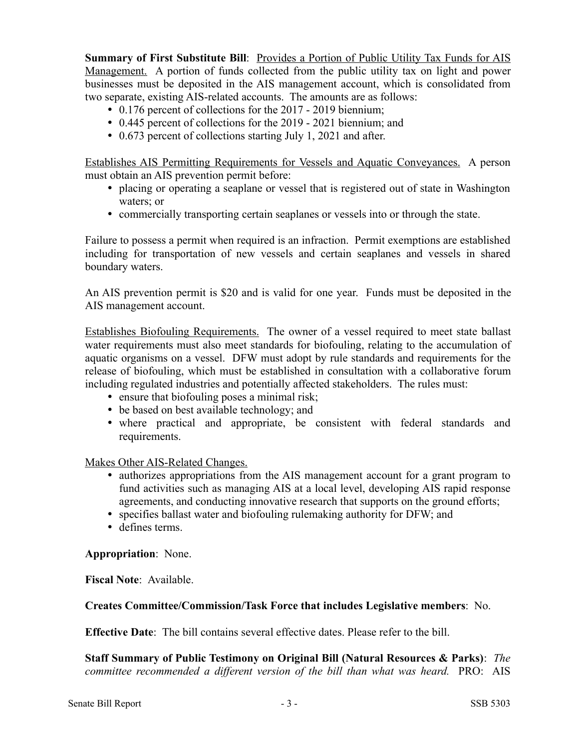**Summary of First Substitute Bill**: Provides a Portion of Public Utility Tax Funds for AIS Management. A portion of funds collected from the public utility tax on light and power businesses must be deposited in the AIS management account, which is consolidated from two separate, existing AIS-related accounts. The amounts are as follows:

- 0.176 percent of collections for the 2017 - 2019 biennium;
- 0.445 percent of collections for the 2019 - 2021 biennium; and
- 0.673 percent of collections starting July 1, 2021 and after.

Establishes AIS Permitting Requirements for Vessels and Aquatic Conveyances. A person must obtain an AIS prevention permit before:

- placing or operating a seaplane or vessel that is registered out of state in Washington waters; or
- commercially transporting certain seaplanes or vessels into or through the state.

Failure to possess a permit when required is an infraction. Permit exemptions are established including for transportation of new vessels and certain seaplanes and vessels in shared boundary waters.

An AIS prevention permit is $20 and is valid for one year. Funds must be deposited in the AIS management account.

Establishes Biofouling Requirements. The owner of a vessel required to meet state ballast water requirements must also meet standards for biofouling, relating to the accumulation of aquatic organisms on a vessel. DFW must adopt by rule standards and requirements for the release of biofouling, which must be established in consultation with a collaborative forum including regulated industries and potentially affected stakeholders. The rules must:

- ensure that biofouling poses a minimal risk;
- be based on best available technology; and
- where practical and appropriate, be consistent with federal standards and requirements.

Makes Other AIS-Related Changes.

- authorizes appropriations from the AIS management account for a grant program to fund activities such as managing AIS at a local level, developing AIS rapid response agreements, and conducting innovative research that supports on the ground efforts;
- specifies ballast water and biofouling rulemaking authority for DFW; and
- defines terms.

**Appropriation**: None.

**Fiscal Note**: Available.

**Creates Committee/Commission/Task Force that includes Legislative members**: No.

**Effective Date**: The bill contains several effective dates. Please refer to the bill.

**Staff Summary of Public Testimony on Original Bill (Natural Resources & Parks)**: *The committee recommended a different version of the bill than what was heard.* PRO: AIS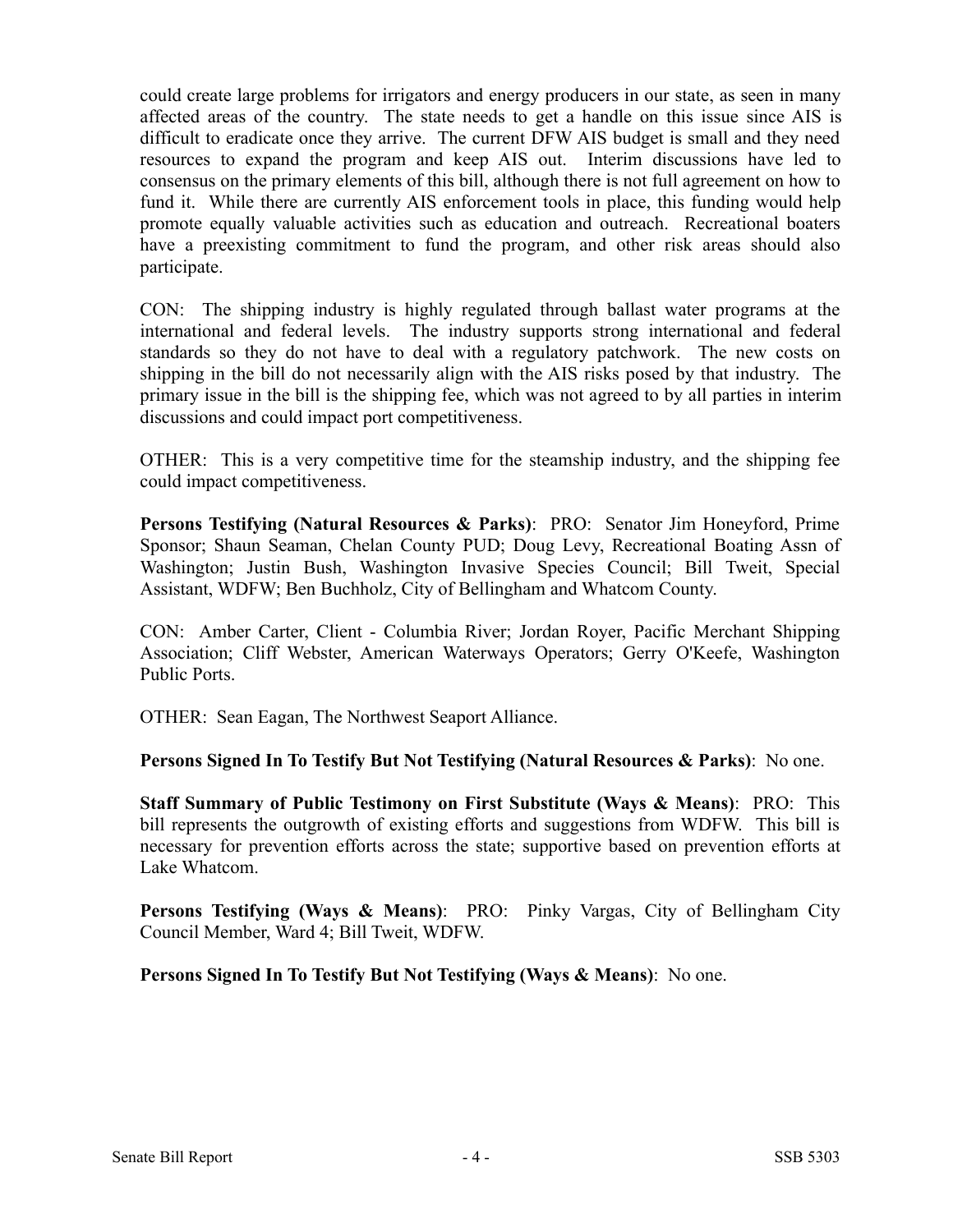could create large problems for irrigators and energy producers in our state, as seen in many affected areas of the country. The state needs to get a handle on this issue since AIS is difficult to eradicate once they arrive. The current DFW AIS budget is small and they need resources to expand the program and keep AIS out. Interim discussions have led to consensus on the primary elements of this bill, although there is not full agreement on how to fund it. While there are currently AIS enforcement tools in place, this funding would help promote equally valuable activities such as education and outreach. Recreational boaters have a preexisting commitment to fund the program, and other risk areas should also participate.

CON: The shipping industry is highly regulated through ballast water programs at the international and federal levels. The industry supports strong international and federal standards so they do not have to deal with a regulatory patchwork. The new costs on shipping in the bill do not necessarily align with the AIS risks posed by that industry. The primary issue in the bill is the shipping fee, which was not agreed to by all parties in interim discussions and could impact port competitiveness.

OTHER: This is a very competitive time for the steamship industry, and the shipping fee could impact competitiveness.

**Persons Testifying (Natural Resources & Parks)**: PRO: Senator Jim Honeyford, Prime Sponsor; Shaun Seaman, Chelan County PUD; Doug Levy, Recreational Boating Assn of Washington; Justin Bush, Washington Invasive Species Council; Bill Tweit, Special Assistant, WDFW; Ben Buchholz, City of Bellingham and Whatcom County.

CON: Amber Carter, Client - Columbia River; Jordan Royer, Pacific Merchant Shipping Association; Cliff Webster, American Waterways Operators; Gerry O'Keefe, Washington Public Ports.

OTHER: Sean Eagan, The Northwest Seaport Alliance.

**Persons Signed In To Testify But Not Testifying (Natural Resources & Parks)**: No one.

**Staff Summary of Public Testimony on First Substitute (Ways & Means)**: PRO: This bill represents the outgrowth of existing efforts and suggestions from WDFW. This bill is necessary for prevention efforts across the state; supportive based on prevention efforts at Lake Whatcom.

**Persons Testifying (Ways & Means)**: PRO: Pinky Vargas, City of Bellingham City Council Member, Ward 4; Bill Tweit, WDFW.

**Persons Signed In To Testify But Not Testifying (Ways & Means)**: No one.